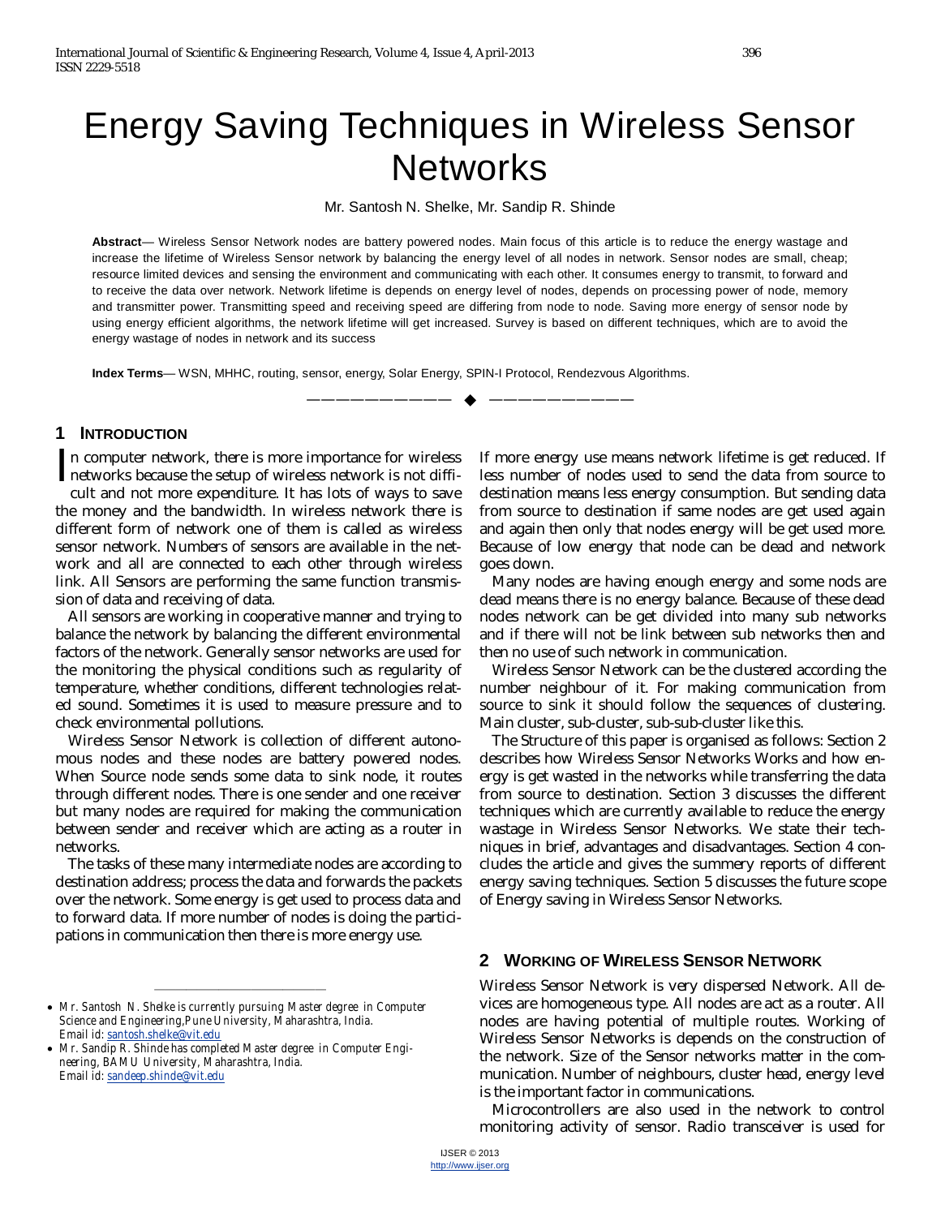# Energy Saving Techniques in Wireless Sensor Networks

Mr. Santosh N. Shelke, Mr. Sandip R. Shinde

**Abstract**— Wireless Sensor Network nodes are battery powered nodes. Main focus of this article is to reduce the energy wastage and increase the lifetime of Wireless Sensor network by balancing the energy level of all nodes in network. Sensor nodes are small, cheap; resource limited devices and sensing the environment and communicating with each other. It consumes energy to transmit, to forward and to receive the data over network. Network lifetime is depends on energy level of nodes, depends on processing power of node, memory and transmitter power. Transmitting speed and receiving speed are differing from node to node. Saving more energy of sensor node by using energy efficient algorithms, the network lifetime will get increased. Survey is based on different techniques, which are to avoid the energy wastage of nodes in network and its success

**Index Terms**— WSN, MHHC, routing, sensor, energy, Solar Energy, SPIN-I Protocol, Rendezvous Algorithms.

## 1 Introduction

In computer network, there is more importance for wireless networks because the setup of wireless network is not difficult and not more expenditure. It has lots of ways to save the money and the bandwidth. In wireless network there is different form of network one of them is called as wireless sensor network. Numbers of sensors are available in the network and all are connected to each other through wireless link. All Sensors are performing the same function transmission of data and receiving of data.

All sensors are working in cooperative manner and trying to balance the network by balancing the different environmental factors of the network. Generally sensor networks are used for the monitoring the physical conditions such as regularity of temperature, whether conditions, different technologies related sound. Sometimes it is used to measure pressure and to check environmental pollutions.

Wireless Sensor Network is collection of different autonomous nodes and these nodes are battery powered nodes. When Source node sends some data to sink node, it routes through different nodes. There is one sender and one receiver but many nodes are required for making the communication between sender and receiver which are acting as a router in networks.

The tasks of these many intermediate nodes are according to destination address; process the data and forwards the packets over the network. Some energy is get used to process data and to forward data. If more number of nodes is doing the participations in communication then there is more energy use. If more energy use means network lifetime is get reduced. If less number of nodes used to send the data from source to destination means less energy consumption. But sending data from source to destination if same nodes are get used again and again then only that nodes energy will be get used more. Because of low energy that node can be dead and network goes down.

Many nodes are having enough energy and some nods are dead means there is no energy balance. Because of these dead nodes network can be get divided into many sub networks and if there will not be link between sub networks then and then no use of such network in communication.

Wireless Sensor Network can be the clustered according the number neighbour of it. For making communication from source to sink it should follow the sequences of clustering. Main cluster, sub-cluster, sub-sub-cluster like this.

The Structure of this paper is organised as follows: Section 2 describes how Wireless Sensor Networks Works and how energy is get wasted in the networks while transferring the data from source to destination. Section 3 discusses the different techniques which are currently available to reduce the energy wastage in Wireless Sensor Networks. We state their techniques in brief, advantages and disadvantages. Section 4 concludes the article and gives the summery reports of different energy saving techniques. Section 5 discusses the future scope of Energy saving in Wireless Sensor Networks.

- Mr. Santosh N. Shelke is currently pursuing Master degree in Computer Science and Engineering,Pune University, Maharashtra, India. Email id: santosh.shelke@vit.edu
- Mr. Sandip R. Shinde has completed Master degree in Computer Engineering, BAMU University, Maharashtra, India. Email id: sandeep.shinde@vit.edu

## 2 Working of Wireless Sensor Network

Wireless Sensor Network is very dispersed Network. All devices are homogeneous type. All nodes are act as a router. All nodes are having potential of multiple routes. Working of Wireless Sensor Networks is depends on the construction of the network. Size of the Sensor networks matter in the communication. Number of neighbours, cluster head, energy level is the important factor in communications.

Microcontrollers are also used in the network to control monitoring activity of sensor. Radio transceiver is used for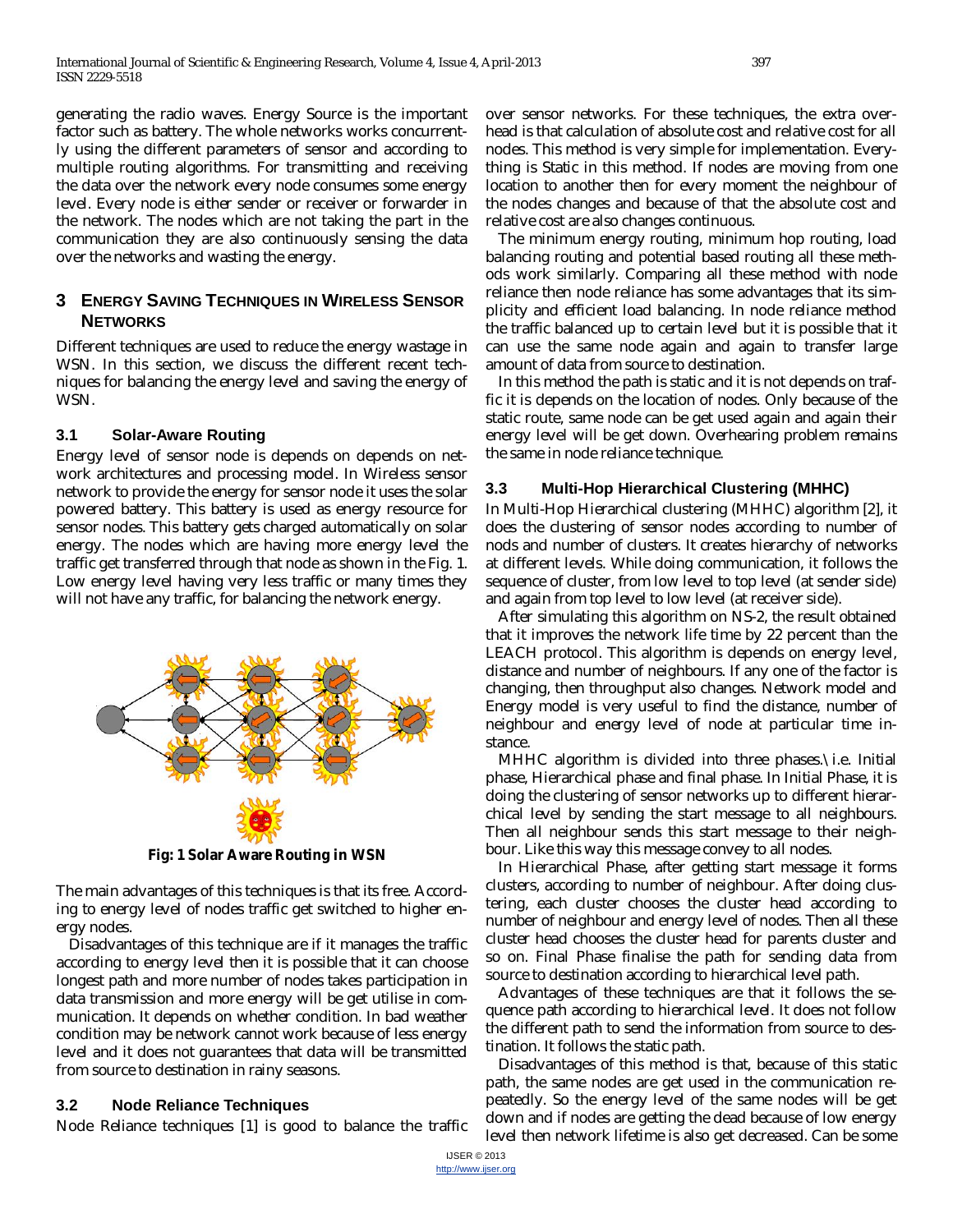generating the radio waves. Energy Source is the important factor such as battery. The whole networks works concurrently using the different parameters of sensor and according to multiple routing algorithms. For transmitting and receiving the data over the network every node consumes some energy level. Every node is either sender or receiver or forwarder in the network. The nodes which are not taking the part in the communication they are also continuously sensing the data over the networks and wasting the energy.

## 3 Energy Saving Techniques in Wireless Sensor Networks

Different techniques are used to reduce the energy wastage in WSN. In this section, we discuss the different recent techniques for balancing the energy level and saving the energy of WSN.

### 3.1 Solar-Aware Routing

Energy level of sensor node is depends on depends on network architectures and processing model. In Wireless sensor network to provide the energy for sensor node it uses the solar powered battery. This battery is used as energy resource for sensor nodes. This battery gets charged automatically on solar energy. The nodes which are having more energy level the traffic get transferred through that node as shown in the Fig. 1. Low energy level having very less traffic or many times they will not have any traffic, for balancing the network energy.

**Fig: 1 Solar Aware Routing in WSN**

The main advantages of this techniques is that its free. According to energy level of nodes traffic get switched to higher energy nodes.

Disadvantages of this technique are if it manages the traffic according to energy level then it is possible that it can choose longest path and more number of nodes takes participation in data transmission and more energy will be get utilise in communication. It depends on whether condition. In bad weather condition may be network cannot work because of less energy level and it does not guarantees that data will be transmitted from source to destination in rainy seasons.

### 3.2 Node Reliance Techniques

Node Reliance techniques [1] is good to balance the traffic over sensor networks. For these techniques, the extra overhead is that calculation of absolute cost and relative cost for all nodes. This method is very simple for implementation. Everything is Static in this method. If nodes are moving from one location to another then for every moment the neighbour of the nodes changes and because of that the absolute cost and relative cost are also changes continuous.

The minimum energy routing, minimum hop routing, load balancing routing and potential based routing all these methods work similarly. Comparing all these method with node reliance then node reliance has some advantages that its simplicity and efficient load balancing. In node reliance method the traffic balanced up to certain level but it is possible that it can use the same node again and again to transfer large amount of data from source to destination.

In this method the path is static and it is not depends on traffic it is depends on the location of nodes. Only because of the static route, same node can be get used again and again their energy level will be get down. Overhearing problem remains the same in node reliance technique.

### 3.3 Multi-Hop Hierarchical Clustering (MHHC)

In Multi-Hop Hierarchical clustering (MHHC) algorithm [2], it does the clustering of sensor nodes according to number of nods and number of clusters. It creates hierarchy of networks at different levels. While doing communication, it follows the sequence of cluster, from low level to top level (at sender side) and again from top level to low level (at receiver side).

After simulating this algorithm on NS-2, the result obtained that it improves the network life time by 22 percent than the LEACH protocol. This algorithm is depends on energy level, distance and number of neighbours. If any one of the factor is changing, then throughput also changes. Network model and Energy model is very useful to find the distance, number of neighbour and energy level of node at particular time instance.

MHHC algorithm is divided into three phases.\ i.e. Initial phase, Hierarchical phase and final phase. In Initial Phase, it is doing the clustering of sensor networks up to different hierarchical level by sending the start message to all neighbours. Then all neighbour sends this start message to their neighbour. Like this way this message convey to all nodes.

In Hierarchical Phase, after getting start message it forms clusters, according to number of neighbour. After doing clustering, each cluster chooses the cluster head according to number of neighbour and energy level of nodes. Then all these cluster head chooses the cluster head for parents cluster and so on. Final Phase finalise the path for sending data from source to destination according to hierarchical level path.

Advantages of these techniques are that it follows the sequence path according to hierarchical level. It does not follow the different path to send the information from source to destination. It follows the static path.

Disadvantages of this method is that, because of this static path, the same nodes are get used in the communication repeatedly. So the energy level of the same nodes will be get down and if nodes are getting the dead because of low energy level then network lifetime is also get decreased. Can be some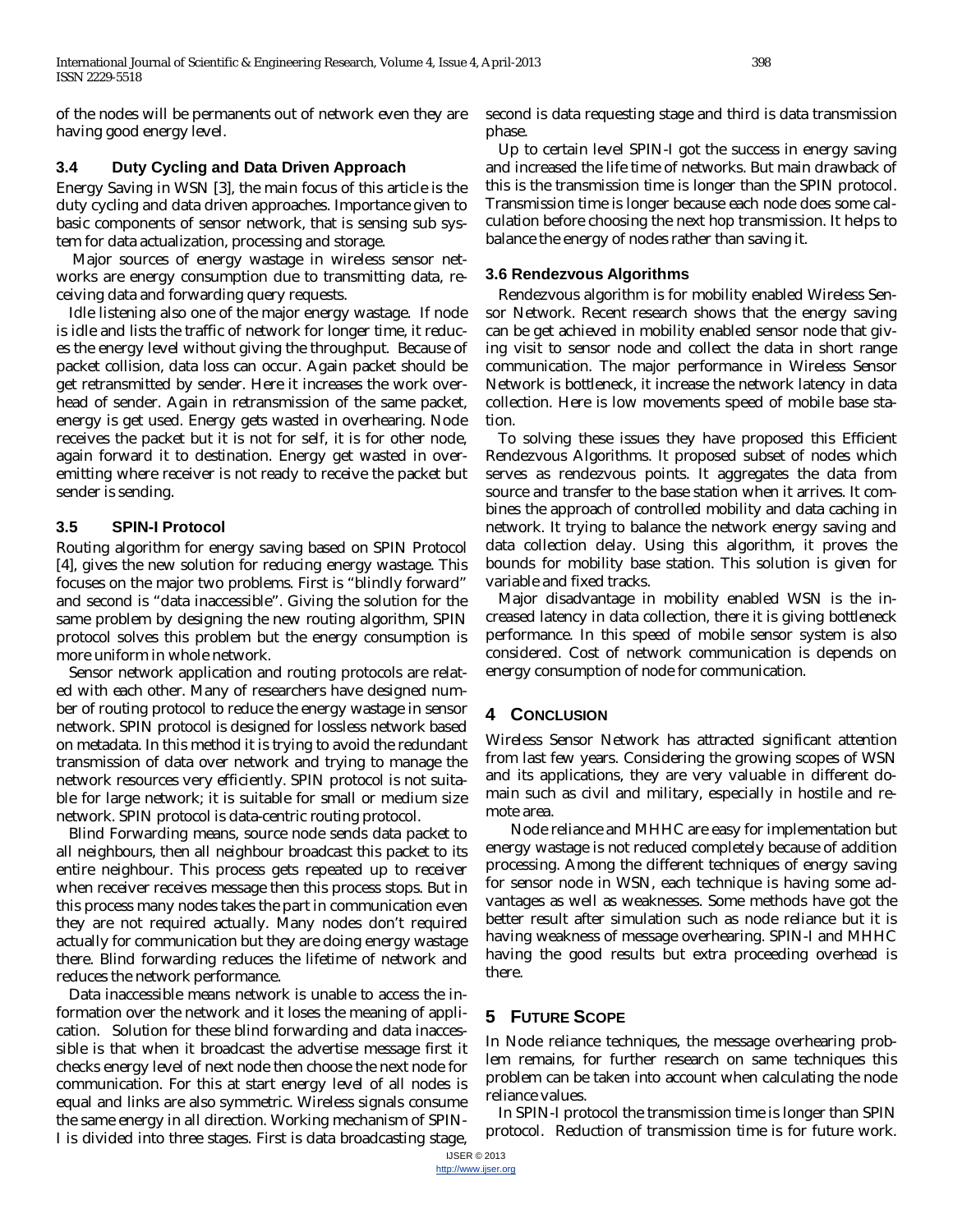of the nodes will be permanents out of network even they are having good energy level.

### 3.4 Duty Cycling and Data Driven Approach

Energy Saving in WSN [3], the main focus of this article is the duty cycling and data driven approaches. Importance given to basic components of sensor network, that is sensing sub system for data actualization, processing and storage.

Major sources of energy wastage in wireless sensor networks are energy consumption due to transmitting data, receiving data and forwarding query requests.

Idle listening also one of the major energy wastage. If node is idle and lists the traffic of network for longer time, it reduces the energy level without giving the throughput. Because of packet collision, data loss can occur. Again packet should be get retransmitted by sender. Here it increases the work overhead of sender. Again in retransmission of the same packet, energy is get used. Energy gets wasted in overhearing. Node receives the packet but it is not for self, it is for other node, again forward it to destination. Energy get wasted in overemitting where receiver is not ready to receive the packet but sender is sending.

### 3.5 SPIN-I Protocol

Routing algorithm for energy saving based on SPIN Protocol [4], gives the new solution for reducing energy wastage. This focuses on the major two problems. First is "blindly forward" and second is "data inaccessible". Giving the solution for the same problem by designing the new routing algorithm, SPIN protocol solves this problem but the energy consumption is more uniform in whole network.

Sensor network application and routing protocols are related with each other. Many of researchers have designed number of routing protocol to reduce the energy wastage in sensor network. SPIN protocol is designed for lossless network based on metadata. In this method it is trying to avoid the redundant transmission of data over network and trying to manage the network resources very efficiently. SPIN protocol is not suitable for large network; it is suitable for small or medium size network. SPIN protocol is data-centric routing protocol.

Blind Forwarding means, source node sends data packet to all neighbours, then all neighbour broadcast this packet to its entire neighbour. This process gets repeated up to receiver when receiver receives message then this process stops. But in this process many nodes takes the part in communication even they are not required actually. Many nodes don't required actually for communication but they are doing energy wastage there. Blind forwarding reduces the lifetime of network and reduces the network performance.

Data inaccessible means network is unable to access the information over the network and it loses the meaning of application. Solution for these blind forwarding and data inaccessible is that when it broadcast the advertise message first it checks energy level of next node then choose the next node for communication. For this at start energy level of all nodes is equal and links are also symmetric. Wireless signals consume the same energy in all direction. Working mechanism of SPIN-I is divided into three stages. First is data broadcasting stage, second is data requesting stage and third is data transmission phase.

Up to certain level SPIN-I got the success in energy saving and increased the life time of networks. But main drawback of this is the transmission time is longer than the SPIN protocol. Transmission time is longer because each node does some calculation before choosing the next hop transmission. It helps to balance the energy of nodes rather than saving it.

### 3.6 Rendezvous Algorithms

Rendezvous algorithm is for mobility enabled Wireless Sensor Network. Recent research shows that the energy saving can be get achieved in mobility enabled sensor node that giving visit to sensor node and collect the data in short range communication. The major performance in Wireless Sensor Network is bottleneck, it increase the network latency in data collection. Here is low movements speed of mobile base station.

To solving these issues they have proposed this Efficient Rendezvous Algorithms. It proposed subset of nodes which serves as rendezvous points. It aggregates the data from source and transfer to the base station when it arrives. It combines the approach of controlled mobility and data caching in network. It trying to balance the network energy saving and data collection delay. Using this algorithm, it proves the bounds for mobility base station. This solution is given for variable and fixed tracks.

Major disadvantage in mobility enabled WSN is the increased latency in data collection, there it is giving bottleneck performance. In this speed of mobile sensor system is also considered. Cost of network communication is depends on energy consumption of node for communication.

## 4 Conclusion

Wireless Sensor Network has attracted significant attention from last few years. Considering the growing scopes of WSN and its applications, they are very valuable in different domain such as civil and military, especially in hostile and remote area.

Node reliance and MHHC are easy for implementation but energy wastage is not reduced completely because of addition processing. Among the different techniques of energy saving for sensor node in WSN, each technique is having some advantages as well as weaknesses. Some methods have got the better result after simulation such as node reliance but it is having weakness of message overhearing. SPIN-I and MHHC having the good results but extra proceeding overhead is there.

## 5 Future Scope

In Node reliance techniques, the message overhearing problem remains, for further research on same techniques this problem can be taken into account when calculating the node reliance values.

In SPIN-I protocol the transmission time is longer than SPIN protocol. Reduction of transmission time is for future work.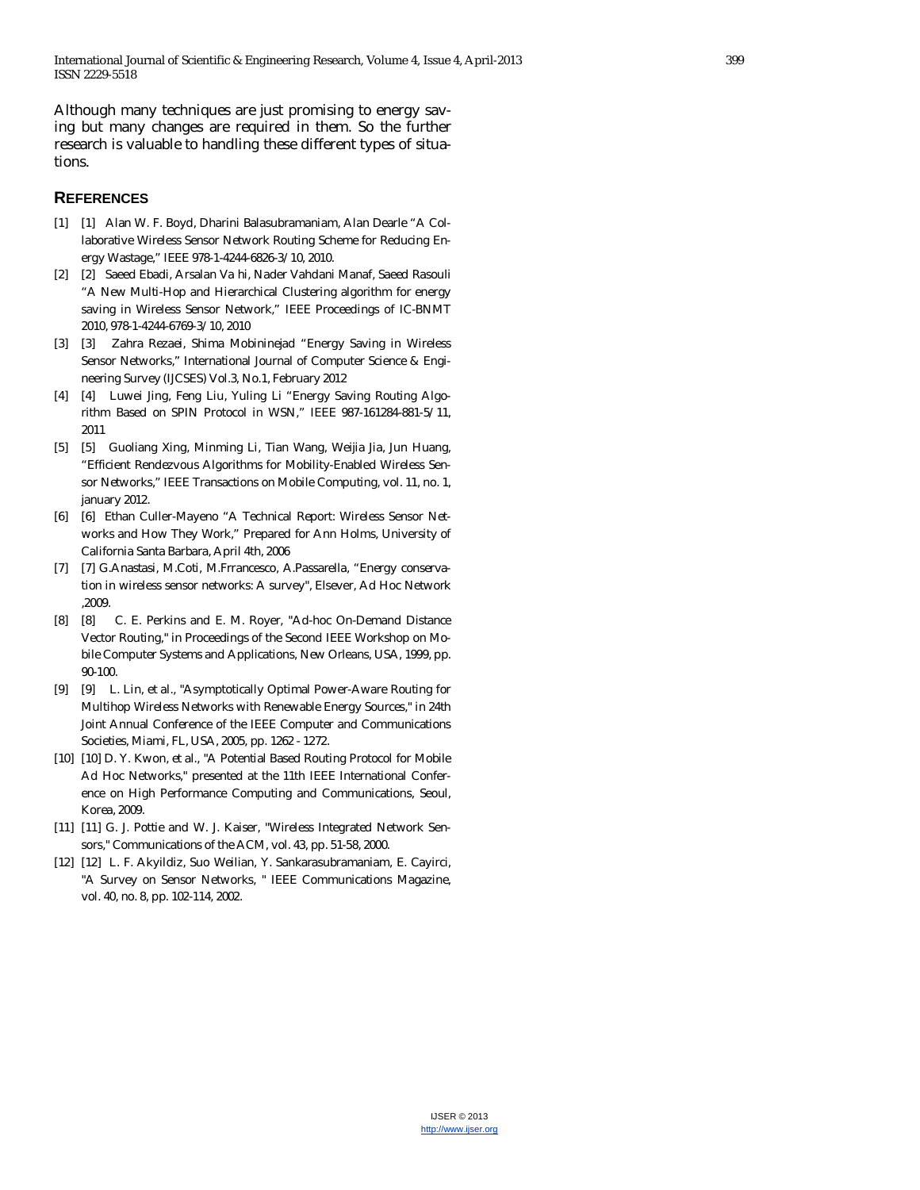Although many techniques are just promising to energy saving but many changes are required in them. So the further research is valuable to handling these different types of situations.

## REFERENCES

[1] [1] Alan W. F. Boyd, Dharini Balasubramaniam, Alan Dearle "A Collaborative Wireless Sensor Network Routing Scheme for Reducing Energy Wastage," IEEE 978-1-4244-6826-3/10, 2010.

[2] [2] Saeed Ebadi, Arsalan Va hi, Nader Vahdani Manaf, Saeed Rasouli "A New Multi-Hop and Hierarchical Clustering algorithm for energy saving in Wireless Sensor Network," IEEE Proceedings of IC-BNMT 2010, 978-1-4244-6769-3/10, 2010

[3] [3] Zahra Rezaei, Shima Mobininejad "Energy Saving in Wireless Sensor Networks," International Journal of Computer Science & Engineering Survey (IJCSES) Vol.3, No.1, February 2012

[4] [4] Luwei Jing, Feng Liu, Yuling Li "Energy Saving Routing Algorithm Based on SPIN Protocol in WSN," IEEE 987-161284-881-5/11, 2011

[5] [5] Guoliang Xing, Minming Li, Tian Wang, Weijia Jia, Jun Huang, "Efficient Rendezvous Algorithms for Mobility-Enabled Wireless Sensor Networks," IEEE Transactions on Mobile Computing, vol. 11, no. 1, january 2012.

[6] [6] Ethan Culler-Mayeno "A Technical Report: Wireless Sensor Networks and How They Work," Prepared for Ann Holms, University of California Santa Barbara, April 4th, 2006

[7] [7] G.Anastasi, M.Coti, M.Frrancesco, A.Passarella, "Energy conservation in wireless sensor networks: A survey", Elsever, Ad Hoc Network ,2009.

[8] [8] C. E. Perkins and E. M. Royer, "Ad-hoc On-Demand Distance Vector Routing," in Proceedings of the Second IEEE Workshop on Mobile Computer Systems and Applications, New Orleans, USA, 1999, pp. 90-100.

[9] [9] L. Lin, et al., "Asymptotically Optimal Power-Aware Routing for Multihop Wireless Networks with Renewable Energy Sources," in 24th Joint Annual Conference of the IEEE Computer and Communications Societies, Miami, FL, USA, 2005, pp. 1262 - 1272.

[10] [10] D. Y. Kwon, et al., "A Potential Based Routing Protocol for Mobile Ad Hoc Networks," presented at the 11th IEEE International Conference on High Performance Computing and Communications, Seoul, Korea, 2009.

[11] [11] G. J. Pottie and W. J. Kaiser, "Wireless Integrated Network Sensors," Communications of the ACM, vol. 43, pp. 51-58, 2000.

[12] [12] L. F. Akyildiz, Suo Weilian, Y. Sankarasubramaniam, E. Cayirci, "A Survey on Sensor Networks, " IEEE Communications Magazine, vol. 40, no. 8, pp. 102-114, 2002.